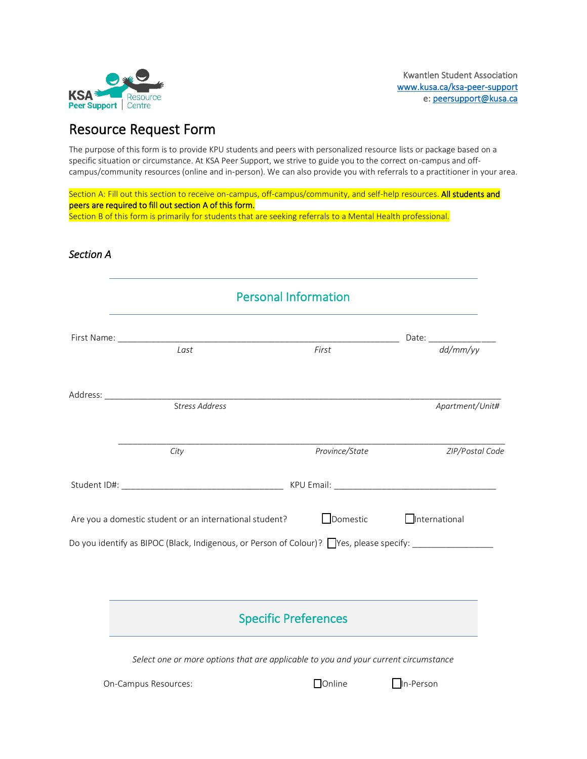KSA Peer Support | Resource Centre

Kwantlen Student Association
www.kusa.ca/ksa-peer-support
e: peersupport@kusa.ca

# Resource Request Form

The purpose of this form is to provide KPU students and peers with personalized resource lists or package based on a specific situation or circumstance. At KSA Peer Support, we strive to guide you to the correct on-campus and off-campus/community resources (online and in-person). We can also provide you with referrals to a practitioner in your area.

Section A: Fill out this section to receive on-campus, off-campus/community, and self-help resources. **All students and peers are required to fill out section A of this form.**
Section B of this form is primarily for students that are seeking referrals to a Mental Health professional.

## *Section A*

### Personal Information

First Name: ______________________________________________ Date: ____________
*Last* *First* *dd/mm/yy*

Address: ____________________________________________________________________
*Stress Address* *Apartment/Unit#*

____________________________________________________________________
*City* *Province/State* *ZIP/Postal Code*

Student ID#: ______________________________ KPU Email: ______________________________

Are you a domestic student or an international student? ☐ Domestic ☐ International

Do you identify as BIPOC (Black, Indigenous, or Person of Colour)? ☐ Yes, please specify: _______________

### Specific Preferences

*Select one or more options that are applicable to you and your current circumstance*

On-Campus Resources: ☐ Online ☐ In-Person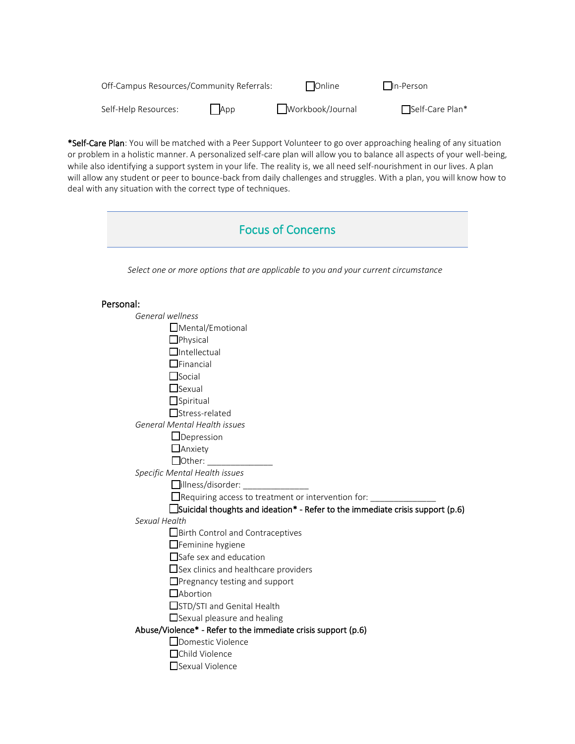Off-Campus Resources/Community Referrals: ☐Online ☐In-Person

Self-Help Resources: ☐App ☐Workbook/Journal ☐Self-Care Plan*

***Self-Care Plan**: You will be matched with a Peer Support Volunteer to go over approaching healing of any situation or problem in a holistic manner. A personalized self-care plan will allow you to balance all aspects of your well-being, while also identifying a support system in your life. The reality is, we all need self-nourishment in our lives. A plan will allow any student or peer to bounce-back from daily challenges and struggles. With a plan, you will know how to deal with any situation with the correct type of techniques.

## Focus of Concerns

*Select one or more options that are applicable to you and your current circumstance*

### Personal:

*General wellness*

- ☐Mental/Emotional
- ☐Physical
- ☐Intellectual
- ☐Financial
- ☐Social
- ☐Sexual
- ☐Spiritual
- ☐Stress-related

*General Mental Health issues*

- ☐Depression
- ☐Anxiety
- ☐Other: ______________

*Specific Mental Health issues*

- ☐illness/disorder: ______________
- ☐Requiring access to treatment or intervention for: ______________
- ☐**Suicidal thoughts and ideation* - Refer to the immediate crisis support (p.6)**

*Sexual Health*

- ☐Birth Control and Contraceptives
- ☐Feminine hygiene
- ☐Safe sex and education
- ☐Sex clinics and healthcare providers
- ☐Pregnancy testing and support
- ☐Abortion
- ☐STD/STI and Genital Health
- ☐Sexual pleasure and healing

**Abuse/Violence* - Refer to the immediate crisis support (p.6)**

- ☐Domestic Violence
- ☐Child Violence
- ☐Sexual Violence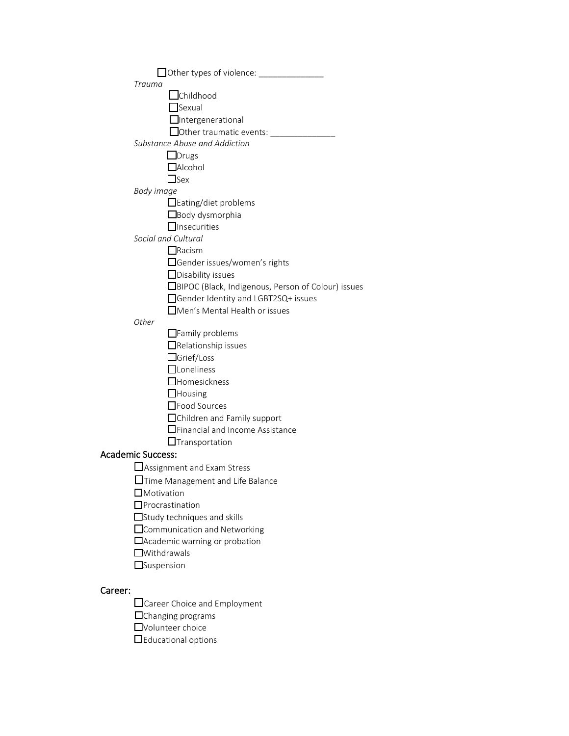- [ ] Other types of violence: ______________

*Trauma*

- [ ] Childhood
- [ ] Sexual
- [ ] Intergenerational
- [ ] Other traumatic events: ______________

*Substance Abuse and Addiction*

- [ ] Drugs
- [ ] Alcohol
- [ ] Sex

*Body image*

- [ ] Eating/diet problems
- [ ] Body dysmorphia
- [ ] Insecurities

*Social and Cultural*

- [ ] Racism
- [ ] Gender issues/women's rights
- [ ] Disability issues
- [ ] BIPOC (Black, Indigenous, Person of Colour) issues
- [ ] Gender Identity and LGBT2SQ+ issues
- [ ] Men's Mental Health or issues

*Other*

- [ ] Family problems
- [ ] Relationship issues
- [ ] Grief/Loss
- [ ] Loneliness
- [ ] Homesickness
- [ ] Housing
- [ ] Food Sources
- [ ] Children and Family support
- [ ] Financial and Income Assistance
- [ ] Transportation

## Academic Success:

- [ ] Assignment and Exam Stress
- [ ] Time Management and Life Balance
- [ ] Motivation
- [ ] Procrastination
- [ ] Study techniques and skills
- [ ] Communication and Networking
- [ ] Academic warning or probation
- [ ] Withdrawals
- [ ] Suspension

## Career:

- [ ] Career Choice and Employment
- [ ] Changing programs
- [ ] Volunteer choice
- [ ] Educational options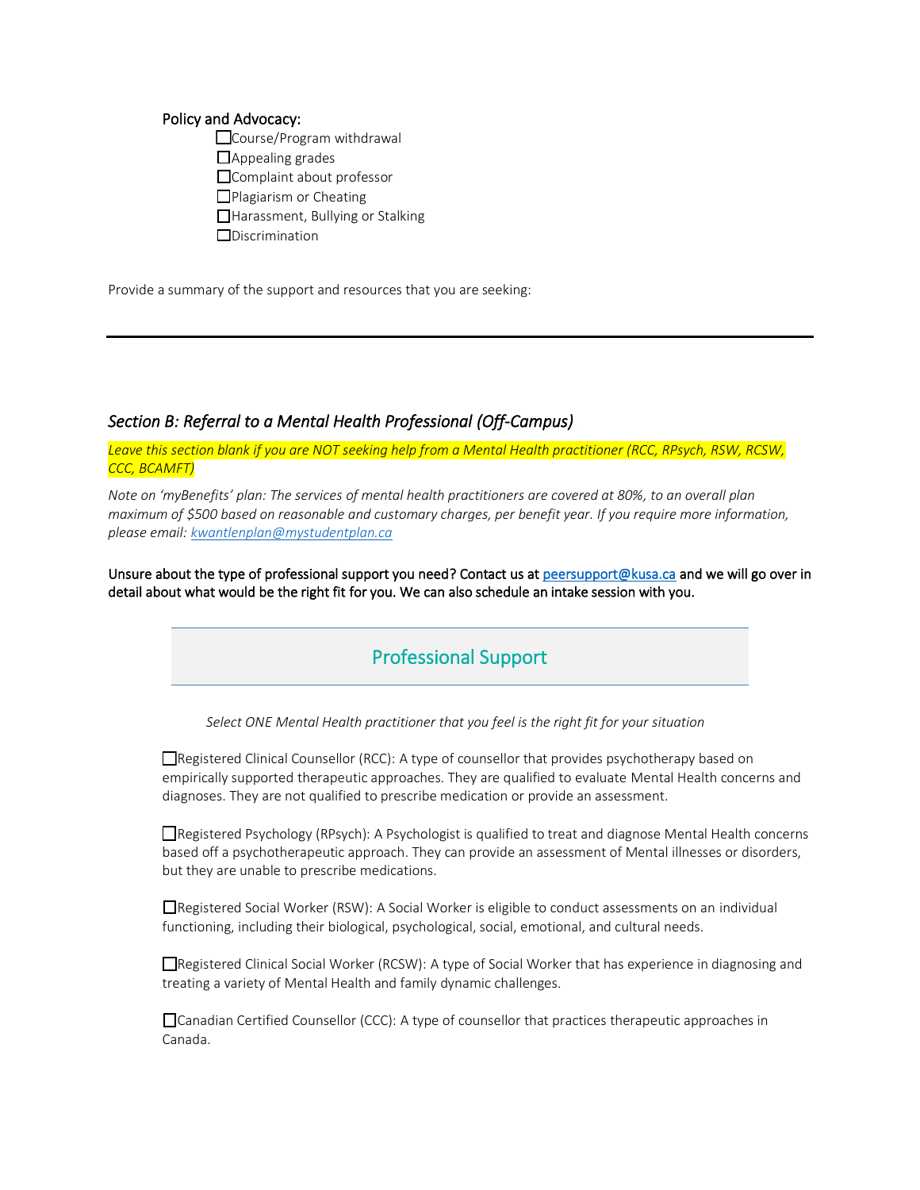**Policy and Advocacy:**

- ☐ Course/Program withdrawal
- ☐ Appealing grades
- ☐ Complaint about professor
- ☐ Plagiarism or Cheating
- ☐ Harassment, Bullying or Stalking
- ☐ Discrimination

Provide a summary of the support and resources that you are seeking:

---

## *Section B: Referral to a Mental Health Professional (Off-Campus)*

*Leave this section blank if you are NOT seeking help from a Mental Health practitioner (RCC, RPsych, RSW, RCSW, CCC, BCAMFT)*

*Note on 'myBenefits' plan: The services of mental health practitioners are covered at 80%, to an overall plan maximum of $500 based on reasonable and customary charges, per benefit year. If you require more information, please email: [kwantlenplan@mystudentplan.ca](mailto:kwantlenplan@mystudentplan.ca)*

**Unsure about the type of professional support you need? Contact us at [peersupport@kusa.ca](mailto:peersupport@kusa.ca) and we will go over in detail about what would be the right fit for you. We can also schedule an intake session with you.**

### Professional Support

*Select ONE Mental Health practitioner that you feel is the right fit for your situation*

☐ Registered Clinical Counsellor (RCC): A type of counsellor that provides psychotherapy based on empirically supported therapeutic approaches. They are qualified to evaluate Mental Health concerns and diagnoses. They are not qualified to prescribe medication or provide an assessment.

☐ Registered Psychology (RPsych): A Psychologist is qualified to treat and diagnose Mental Health concerns based off a psychotherapeutic approach. They can provide an assessment of Mental illnesses or disorders, but they are unable to prescribe medications.

☐ Registered Social Worker (RSW): A Social Worker is eligible to conduct assessments on an individual functioning, including their biological, psychological, social, emotional, and cultural needs.

☐ Registered Clinical Social Worker (RCSW): A type of Social Worker that has experience in diagnosing and treating a variety of Mental Health and family dynamic challenges.

☐ Canadian Certified Counsellor (CCC): A type of counsellor that practices therapeutic approaches in Canada.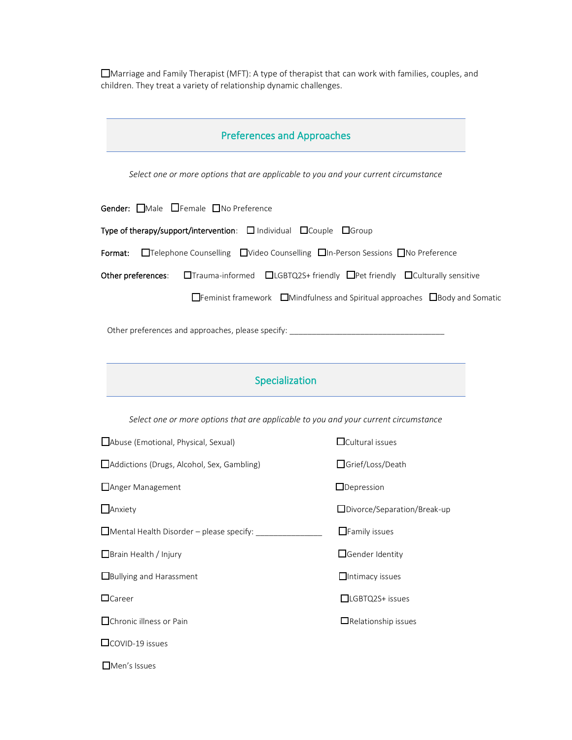☐Marriage and Family Therapist (MFT): A type of therapist that can work with families, couples, and children. They treat a variety of relationship dynamic challenges.

## Preferences and Approaches

*Select one or more options that are applicable to you and your current circumstance*

**Gender:** ☐Male ☐Female ☐No Preference

**Type of therapy/support/intervention**: ☐ Individual ☐Couple ☐Group

**Format:** ☐Telephone Counselling ☐Video Counselling ☐In-Person Sessions ☐No Preference

**Other preferences**: ☐Trauma-informed ☐LGBTQ2S+ friendly ☐Pet friendly ☐Culturally sensitive ☐Feminist framework ☐Mindfulness and Spiritual approaches ☐Body and Somatic

Other preferences and approaches, please specify: ___________________________________

## Specialization

*Select one or more options that are applicable to you and your current circumstance*

☐Abuse (Emotional, Physical, Sexual)

☐Addictions (Drugs, Alcohol, Sex, Gambling)

☐Anger Management

☐Anxiety

☐Mental Health Disorder – please specify: _______________

☐Brain Health / Injury

☐Bullying and Harassment

☐Career

☐Chronic illness or Pain

☐COVID-19 issues

☐Men's Issues

☐Cultural issues

☐Grief/Loss/Death

☐Depression

☐Divorce/Separation/Break-up

☐Family issues

☐Gender Identity

☐Intimacy issues

☐LGBTQ2S+ issues

☐Relationship issues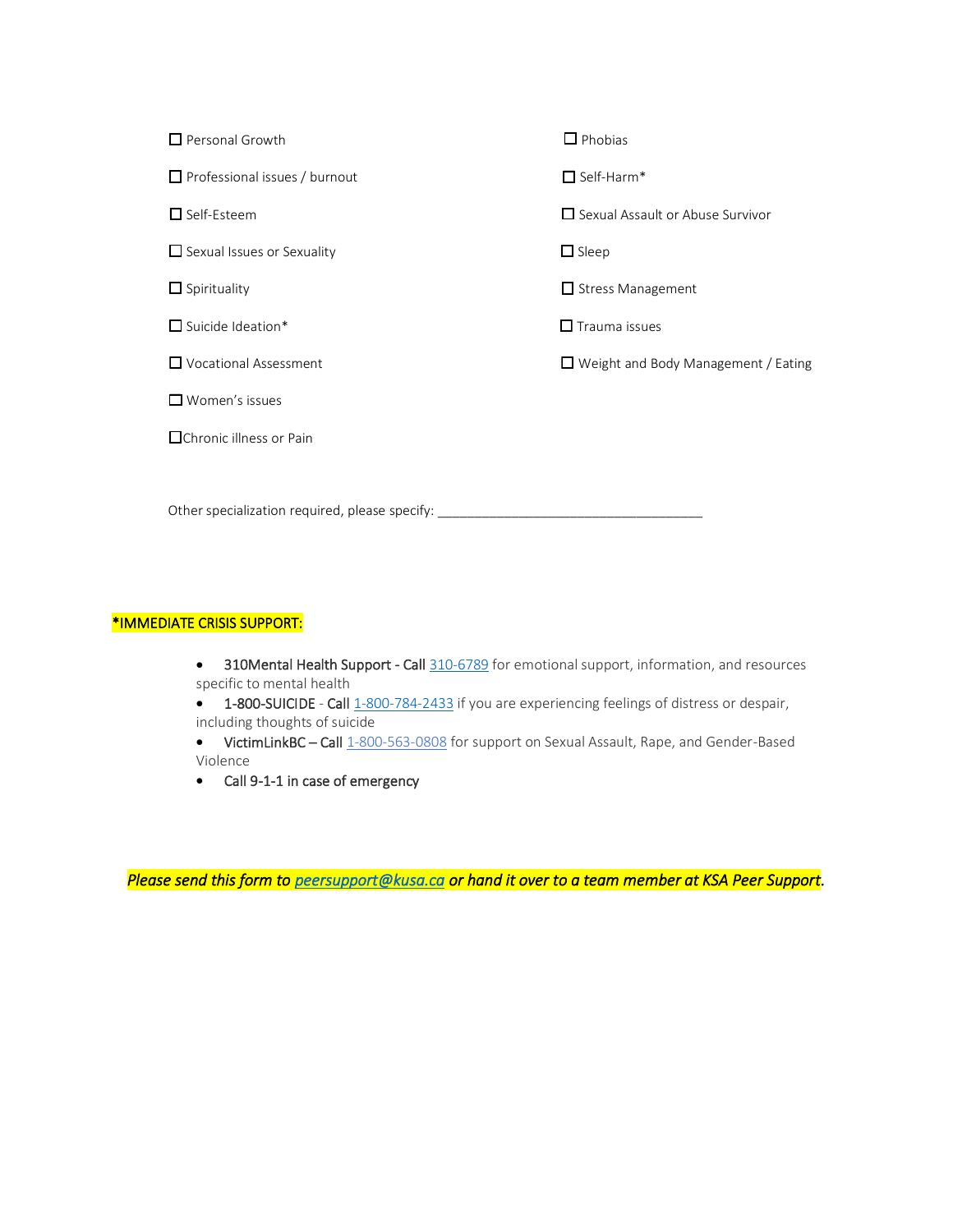- ☐ Personal Growth
- ☐ Phobias
- ☐ Professional issues / burnout
- ☐ Self-Harm*
- ☐ Self-Esteem
- ☐ Sexual Assault or Abuse Survivor
- ☐ Sexual Issues or Sexuality
- ☐ Sleep
- ☐ Spirituality
- ☐ Stress Management
- ☐ Suicide Ideation*
- ☐ Trauma issues
- ☐ Vocational Assessment
- ☐ Weight and Body Management / Eating
- ☐ Women's issues
- ☐ Chronic illness or Pain

Other specialization required, please specify: ____________________________________

**\*IMMEDIATE CRISIS SUPPORT:**

- **310Mental Health Support - Call** 310-6789 for emotional support, information, and resources specific to mental health
- **1-800-SUICIDE - Call** 1-800-784-2433 if you are experiencing feelings of distress or despair, including thoughts of suicide
- **VictimLinkBC – Call** 1-800-563-0808 for support on Sexual Assault, Rape, and Gender-Based Violence
- **Call 9-1-1 in case of emergency**

***Please send this form to peersupport@kusa.ca or hand it over to a team member at KSA Peer Support.***